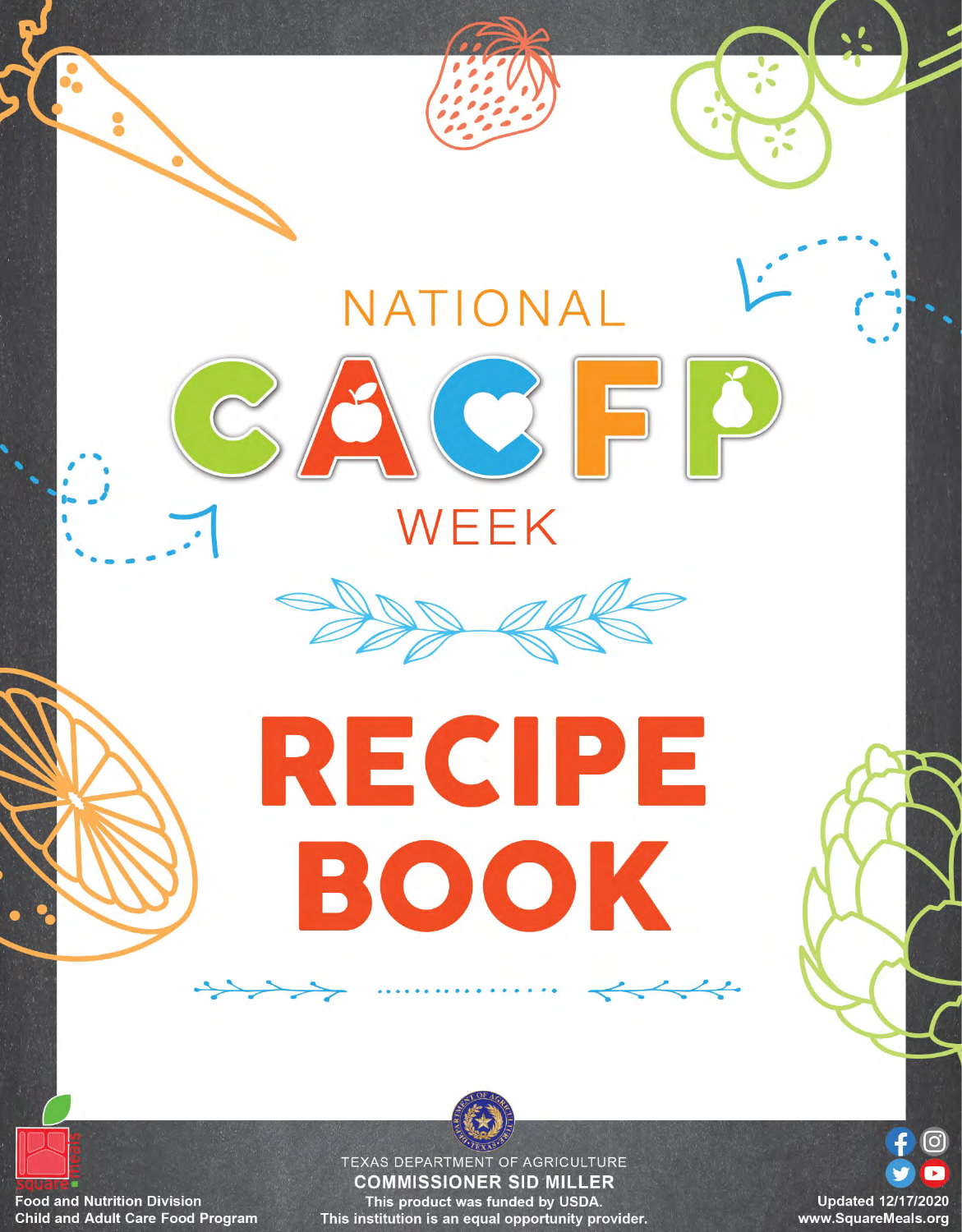# NATIONAL CACFP WEEK

# RECIPE BOOK

Food and Nutrition Division
Child and Adult Care Food Program

TEXAS DEPARTMENT OF AGRICULTURE
**COMMISSIONER SID MILLER**
This product was funded by USDA.
This institution is an equal opportunity provider.

Updated 12/17/2020
www.SquareMeals.org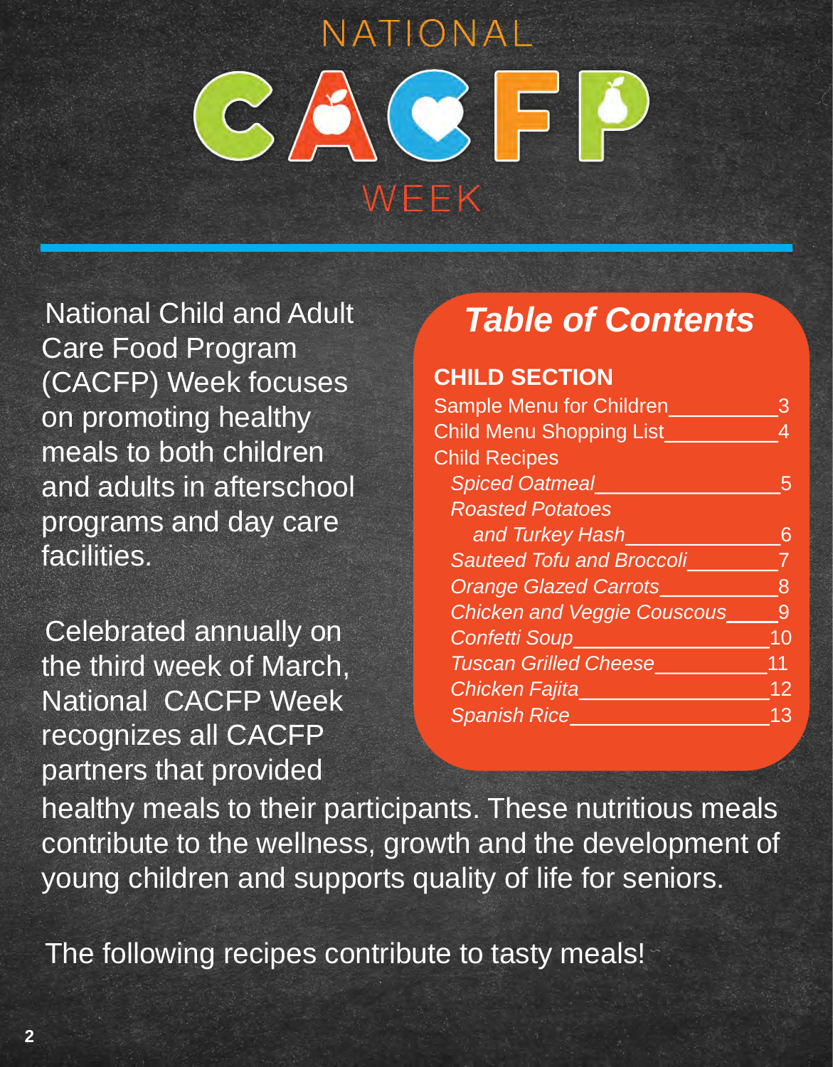# NATIONAL CACFP WEEK

National Child and Adult Care Food Program (CACFP) Week focuses on promoting healthy meals to both children and adults in afterschool programs and day care facilities.

Celebrated annually on the third week of March, National CACFP Week recognizes all CACFP partners that provided healthy meals to their participants. These nutritious meals contribute to the wellness, growth and the development of young children and supports quality of life for seniors.

The following recipes contribute to tasty meals!

## *Table of Contents*

**CHILD SECTION**

| | |
|---|---|
| Sample Menu for Children | 3 |
| Child Menu Shopping List | 4 |
| Child Recipes | |
| *Spiced Oatmeal* | 5 |
| *Roasted Potatoes and Turkey Hash* | 6 |
| *Sauteed Tofu and Broccoli* | 7 |
| *Orange Glazed Carrots* | 8 |
| *Chicken and Veggie Couscous* | 9 |
| *Confetti Soup* | 10 |
| *Tuscan Grilled Cheese* | 11 |
| *Chicken Fajita* | 12 |
| *Spanish Rice* | 13 |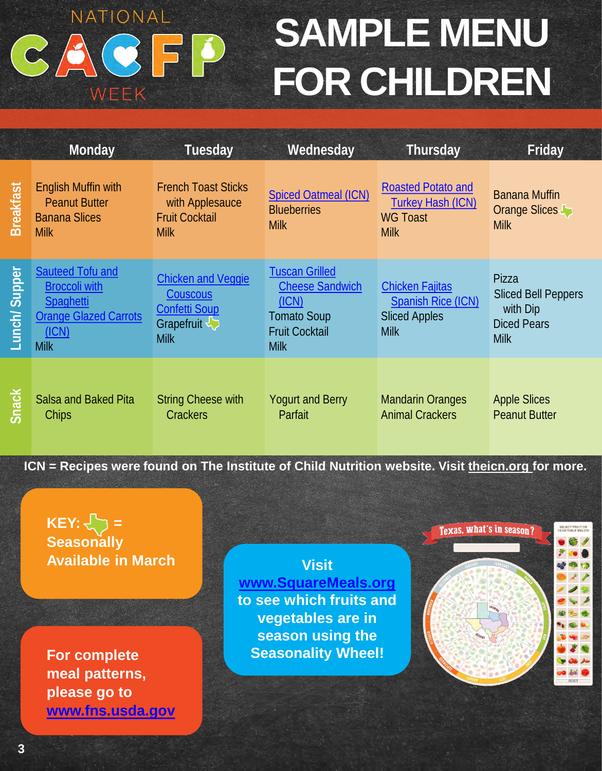NATIONAL CACFP WEEK

# SAMPLE MENU FOR CHILDREN

| | Monday | Tuesday | Wednesday | Thursday | Friday |
|---|---|---|---|---|---|
| **Breakfast** | English Muffin with Peanut Butter<br>Banana Slices<br>Milk | French Toast Sticks with Applesauce<br>Fruit Cocktail<br>Milk | Spiced Oatmeal (ICN)<br>Blueberries<br>Milk | Roasted Potato and Turkey Hash (ICN)<br>WG Toast<br>Milk | Banana Muffin<br>Orange Slices<br>Milk |
| **Lunch/ Supper** | Sauteed Tofu and Broccoli with Spaghetti<br>Orange Glazed Carrots (ICN)<br>Milk | Chicken and Veggie Couscous<br>Confetti Soup<br>Grapefruit<br>Milk | Tuscan Grilled Cheese Sandwich (ICN)<br>Tomato Soup<br>Fruit Cocktail<br>Milk | Chicken Fajitas<br>Spanish Rice (ICN)<br>Sliced Apples<br>Milk | Pizza<br>Sliced Bell Peppers with Dip<br>Diced Pears<br>Milk |
| **Snack** | Salsa and Baked Pita Chips | String Cheese with Crackers | Yogurt and Berry Parfait | Mandarin Oranges<br>Animal Crackers | Apple Slices<br>Peanut Butter |

**ICN = Recipes were found on The Institute of Child Nutrition website. Visit theicn.org for more.**

**KEY: = Seasonally Available in March**

**For complete meal patterns, please go to www.fns.usda.gov**

**Visit www.SquareMeals.org to see which fruits and vegetables are in season using the Seasonality Wheel!**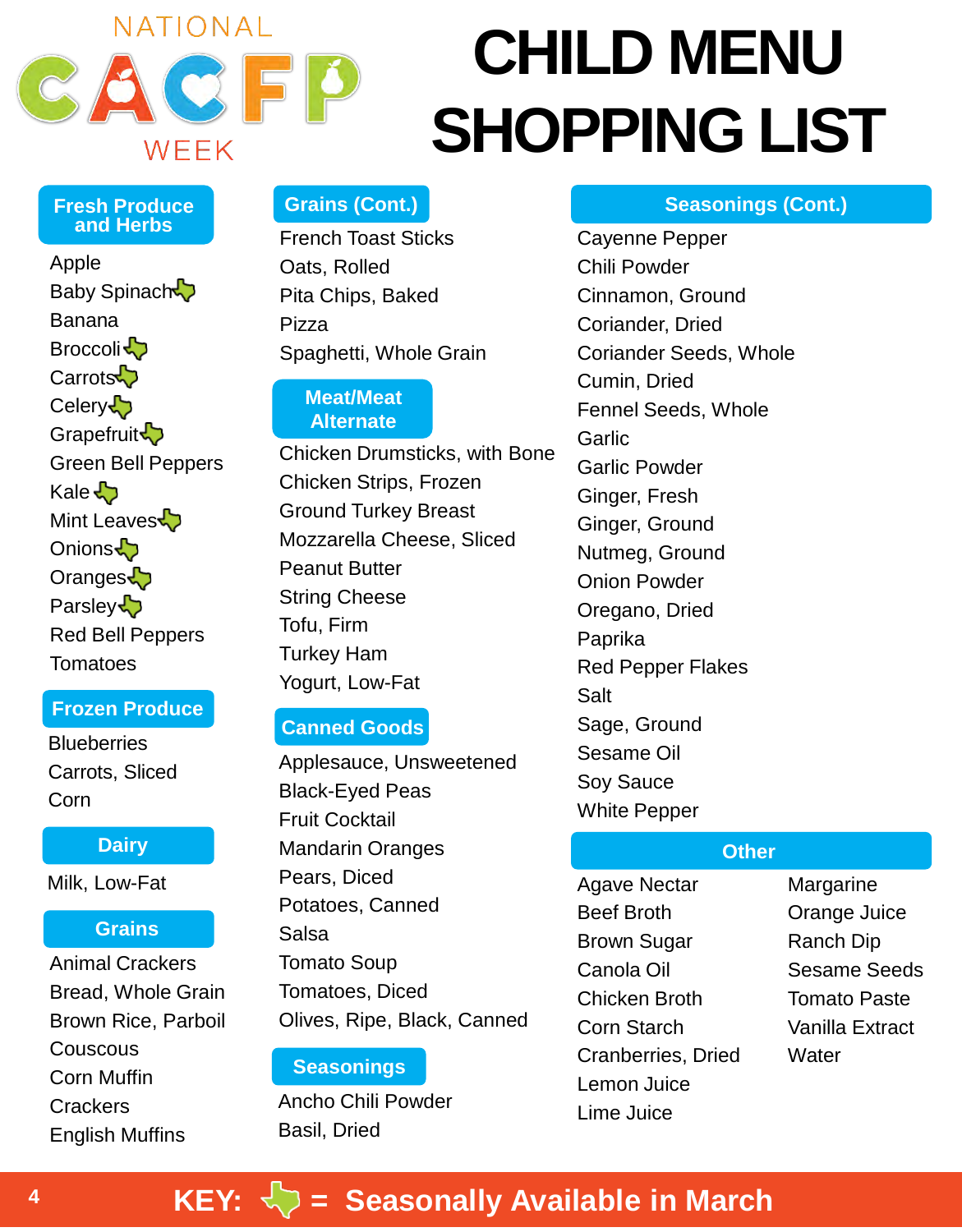NATIONAL CACFP WEEK

# CHILD MENU SHOPPING LIST

## Fresh Produce and Herbs

- Apple
- Baby Spinach ✦
- Banana
- Broccoli ✦
- Carrots ✦
- Celery ✦
- Grapefruit ✦
- Green Bell Peppers
- Kale ✦
- Mint Leaves ✦
- Onions ✦
- Oranges ✦
- Parsley ✦
- Red Bell Peppers
- Tomatoes

## Frozen Produce

- Blueberries
- Carrots, Sliced
- Corn

## Dairy

- Milk, Low-Fat

## Grains

- Animal Crackers
- Bread, Whole Grain
- Brown Rice, Parboil
- Couscous
- Corn Muffin
- Crackers
- English Muffins

## Grains (Cont.)

- French Toast Sticks
- Oats, Rolled
- Pita Chips, Baked
- Pizza
- Spaghetti, Whole Grain

## Meat/Meat Alternate

- Chicken Drumsticks, with Bone
- Chicken Strips, Frozen
- Ground Turkey Breast
- Mozzarella Cheese, Sliced
- Peanut Butter
- String Cheese
- Tofu, Firm
- Turkey Ham
- Yogurt, Low-Fat

## Canned Goods

- Applesauce, Unsweetened
- Black-Eyed Peas
- Fruit Cocktail
- Mandarin Oranges
- Pears, Diced
- Potatoes, Canned
- Salsa
- Tomato Soup
- Tomatoes, Diced
- Olives, Ripe, Black, Canned

## Seasonings

- Ancho Chili Powder
- Basil, Dried

## Seasonings (Cont.)

- Cayenne Pepper
- Chili Powder
- Cinnamon, Ground
- Coriander, Dried
- Coriander Seeds, Whole
- Cumin, Dried
- Fennel Seeds, Whole
- Garlic
- Garlic Powder
- Ginger, Fresh
- Ginger, Ground
- Nutmeg, Ground
- Onion Powder
- Oregano, Dried
- Paprika
- Red Pepper Flakes
- Salt
- Sage, Ground
- Sesame Oil
- Soy Sauce
- White Pepper

## Other

- Agave Nectar
- Beef Broth
- Brown Sugar
- Canola Oil
- Chicken Broth
- Corn Starch
- Cranberries, Dried
- Lemon Juice
- Lime Juice
- Margarine
- Orange Juice
- Ranch Dip
- Sesame Seeds
- Tomato Paste
- Vanilla Extract
- Water

**KEY: ✦ = Seasonally Available in March**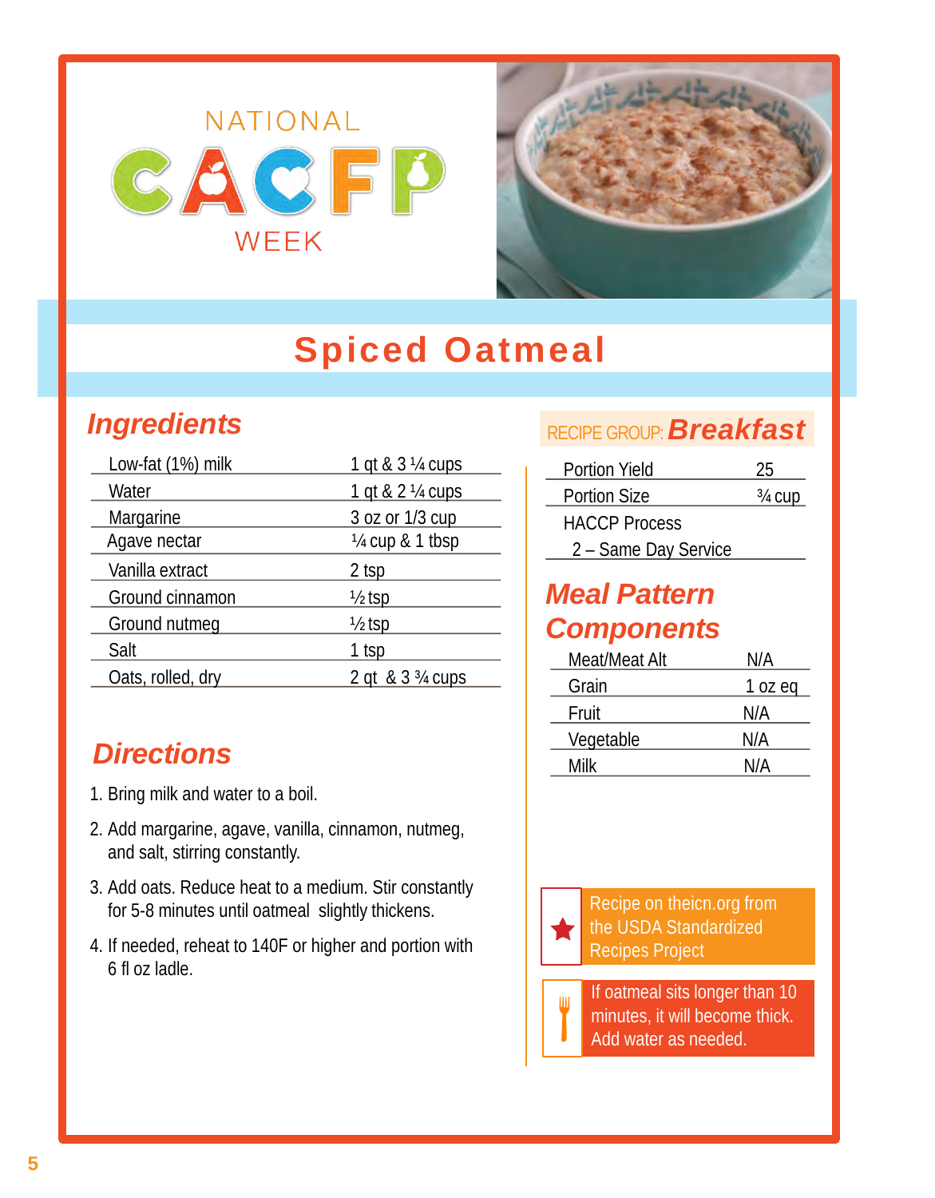NATIONAL CACFP WEEK

# Spiced Oatmeal

## Ingredients

| Ingredient | Amount |
|---|---|
| Low-fat (1%) milk | 1 qt & 3 ¼ cups |
| Water | 1 qt & 2 ¼ cups |
| Margarine | 3 oz or 1/3 cup |
| Agave nectar | ¼ cup & 1 tbsp |
| Vanilla extract | 2 tsp |
| Ground cinnamon | ½ tsp |
| Ground nutmeg | ½ tsp |
| Salt | 1 tsp |
| Oats, rolled, dry | 2 qt & 3 ¾ cups |

## Directions

1. Bring milk and water to a boil.
2. Add margarine, agave, vanilla, cinnamon, nutmeg, and salt, stirring constantly.
3. Add oats. Reduce heat to a medium. Stir constantly for 5-8 minutes until oatmeal slightly thickens.
4. If needed, reheat to 140F or higher and portion with 6 fl oz ladle.

RECIPE GROUP: **Breakfast**

| | |
|---|---|
| Portion Yield | 25 |
| Portion Size | ¾ cup |

HACCP Process
2 – Same Day Service

## Meal Pattern Components

| Component | Amount |
|---|---|
| Meat/Meat Alt | N/A |
| Grain | 1 oz eq |
| Fruit | N/A |
| Vegetable | N/A |
| Milk | N/A |

Recipe on theicn.org from the USDA Standardized Recipes Project

If oatmeal sits longer than 10 minutes, it will become thick. Add water as needed.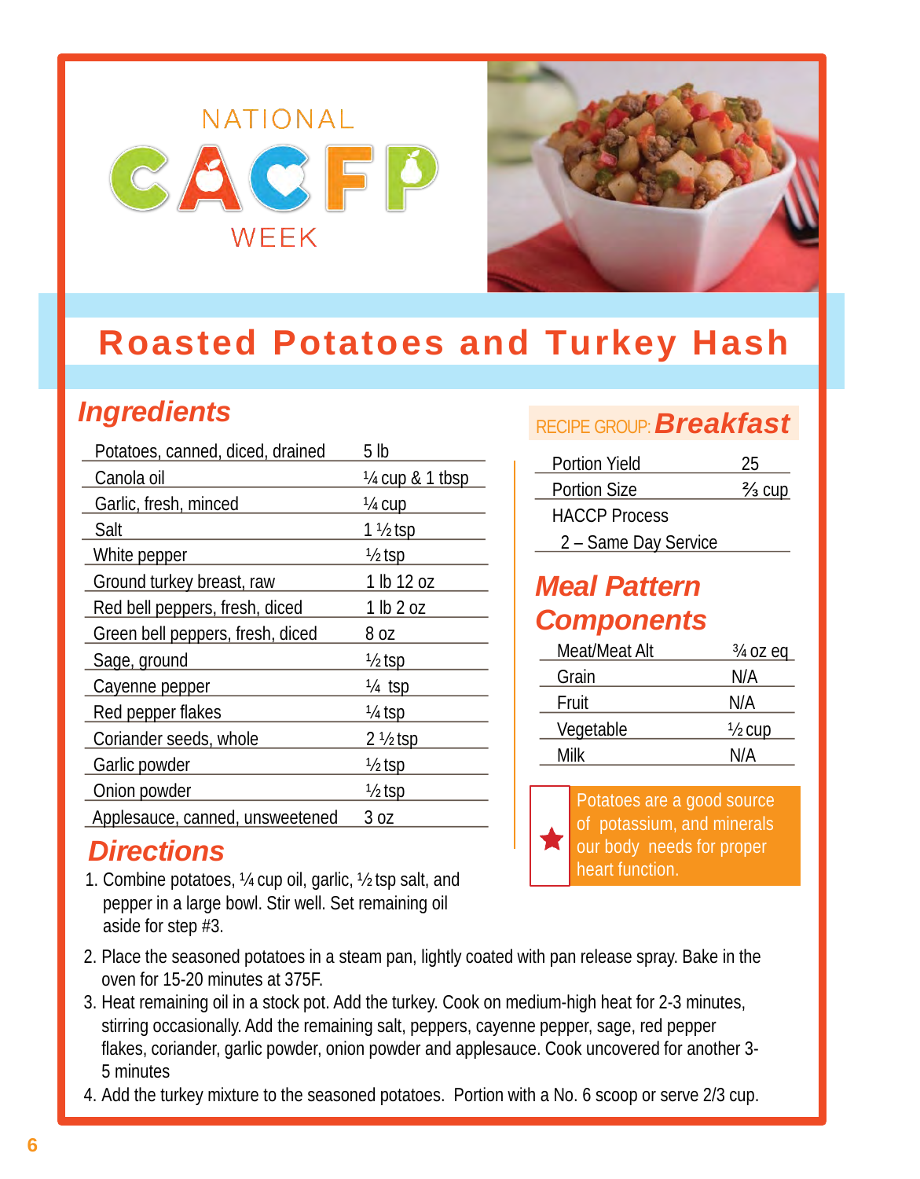NATIONAL CACFP WEEK

# Roasted Potatoes and Turkey Hash

## Ingredients

| Ingredient | Amount |
|---|---|
| Potatoes, canned, diced, drained | 5 lb |
| Canola oil | ¼ cup & 1 tbsp |
| Garlic, fresh, minced | ¼ cup |
| Salt | 1 ½ tsp |
| White pepper | ½ tsp |
| Ground turkey breast, raw | 1 lb 12 oz |
| Red bell peppers, fresh, diced | 1 lb 2 oz |
| Green bell peppers, fresh, diced | 8 oz |
| Sage, ground | ½ tsp |
| Cayenne pepper | ¼ tsp |
| Red pepper flakes | ¼ tsp |
| Coriander seeds, whole | 2 ½ tsp |
| Garlic powder | ½ tsp |
| Onion powder | ½ tsp |
| Applesauce, canned, unsweetened | 3 oz |

RECIPE GROUP: ***Breakfast***

| | |
|---|---|
| Portion Yield | 25 |
| Portion Size | ⅔ cup |
| HACCP Process | |
| 2 – Same Day Service | |

## Meal Pattern Components

| Component | Amount |
|---|---|
| Meat/Meat Alt | ¾ oz eq |
| Grain | N/A |
| Fruit | N/A |
| Vegetable | ½ cup |
| Milk | N/A |

★ Potatoes are a good source of potassium, and minerals our body needs for proper heart function.

## Directions

1. Combine potatoes, ¼ cup oil, garlic, ½ tsp salt, and pepper in a large bowl. Stir well. Set remaining oil aside for step #3.
2. Place the seasoned potatoes in a steam pan, lightly coated with pan release spray. Bake in the oven for 15-20 minutes at 375F.
3. Heat remaining oil in a stock pot. Add the turkey. Cook on medium-high heat for 2-3 minutes, stirring occasionally. Add the remaining salt, peppers, cayenne pepper, sage, red pepper flakes, coriander, garlic powder, onion powder and applesauce. Cook uncovered for another 3-5 minutes
4. Add the turkey mixture to the seasoned potatoes. Portion with a No. 6 scoop or serve 2/3 cup.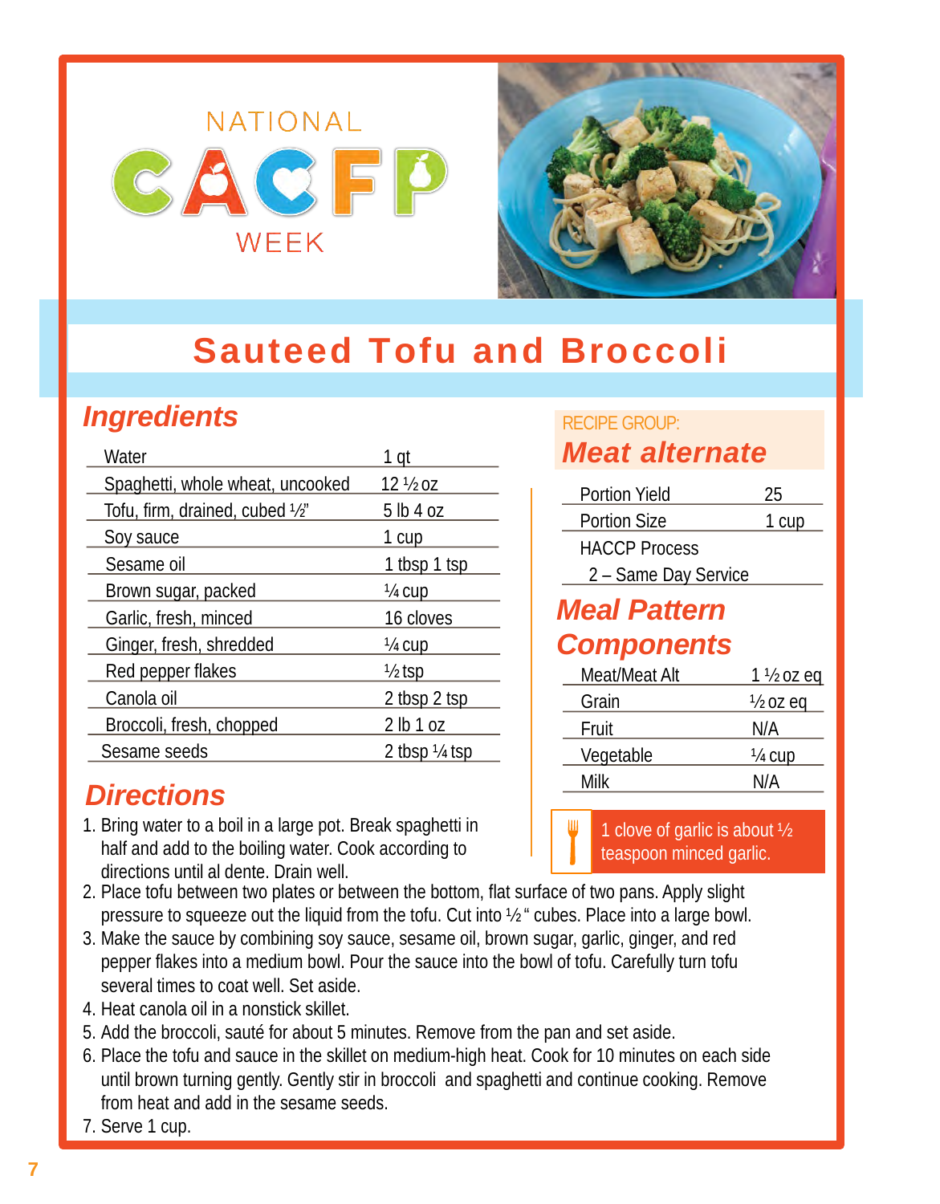NATIONAL CACFP WEEK

# Sauteed Tofu and Broccoli

## Ingredients

| Ingredient | Amount |
|---|---|
| Water | 1 qt |
| Spaghetti, whole wheat, uncooked | 12 ½ oz |
| Tofu, firm, drained, cubed ½" | 5 lb 4 oz |
| Soy sauce | 1 cup |
| Sesame oil | 1 tbsp 1 tsp |
| Brown sugar, packed | ¼ cup |
| Garlic, fresh, minced | 16 cloves |
| Ginger, fresh, shredded | ¼ cup |
| Red pepper flakes | ½ tsp |
| Canola oil | 2 tbsp 2 tsp |
| Broccoli, fresh, chopped | 2 lb 1 oz |
| Sesame seeds | 2 tbsp ¼ tsp |

RECIPE GROUP:

## Meat alternate

| | |
|---|---|
| Portion Yield | 25 |
| Portion Size | 1 cup |
| HACCP Process | |
| 2 – Same Day Service | |

## Meal Pattern Components

| Component | Amount |
|---|---|
| Meat/Meat Alt | 1 ½ oz eq |
| Grain | ½ oz eq |
| Fruit | N/A |
| Vegetable | ¼ cup |
| Milk | N/A |

1 clove of garlic is about ½ teaspoon minced garlic.

## Directions

1. Bring water to a boil in a large pot. Break spaghetti in half and add to the boiling water. Cook according to directions until al dente. Drain well.
2. Place tofu between two plates or between the bottom, flat surface of two pans. Apply slight pressure to squeeze out the liquid from the tofu. Cut into ½" cubes. Place into a large bowl.
3. Make the sauce by combining soy sauce, sesame oil, brown sugar, garlic, ginger, and red pepper flakes into a medium bowl. Pour the sauce into the bowl of tofu. Carefully turn tofu several times to coat well. Set aside.
4. Heat canola oil in a nonstick skillet.
5. Add the broccoli, sauté for about 5 minutes. Remove from the pan and set aside.
6. Place the tofu and sauce in the skillet on medium-high heat. Cook for 10 minutes on each side until brown turning gently. Gently stir in broccoli and spaghetti and continue cooking. Remove from heat and add in the sesame seeds.
7. Serve 1 cup.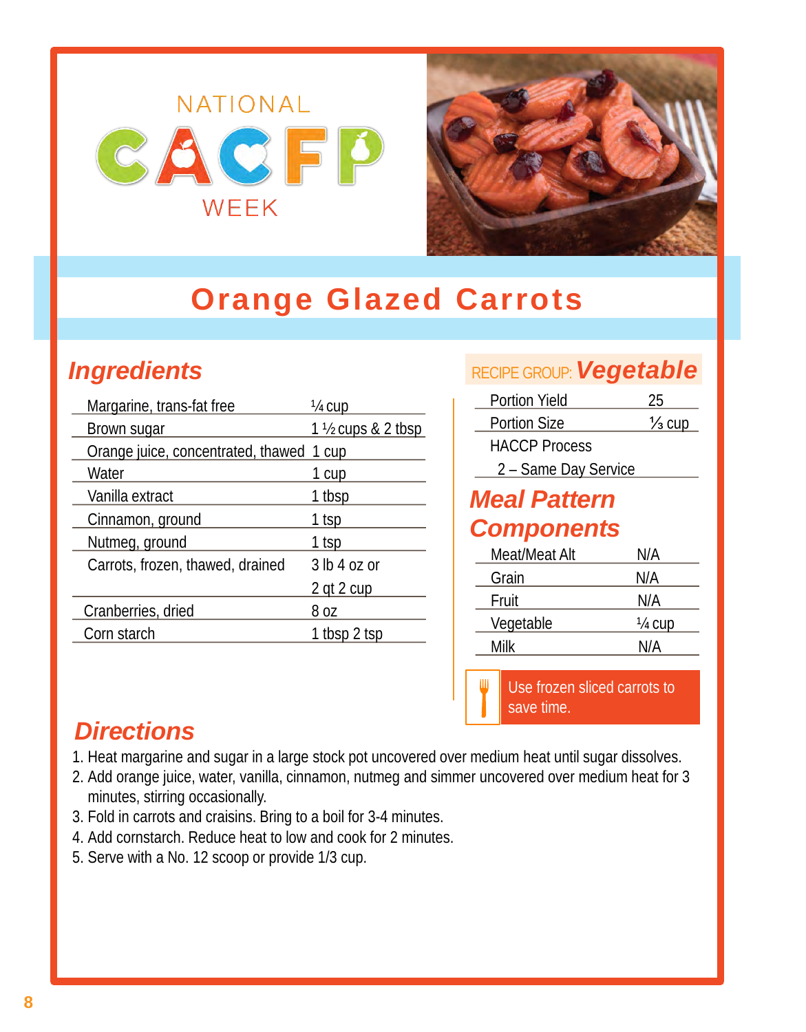NATIONAL CACFP WEEK

# Orange Glazed Carrots

## Ingredients

| Ingredient | Amount |
|---|---|
| Margarine, trans-fat free | ¼ cup |
| Brown sugar | 1 ½ cups & 2 tbsp |
| Orange juice, concentrated, thawed | 1 cup |
| Water | 1 cup |
| Vanilla extract | 1 tbsp |
| Cinnamon, ground | 1 tsp |
| Nutmeg, ground | 1 tsp |
| Carrots, frozen, thawed, drained | 3 lb 4 oz or 2 qt 2 cup |
| Cranberries, dried | 8 oz |
| Corn starch | 1 tbsp 2 tsp |

RECIPE GROUP: ***Vegetable***

| | |
|---|---|
| Portion Yield | 25 |
| Portion Size | ⅓ cup |
| HACCP Process 2 – Same Day Service | |

## Meal Pattern Components

| Component | Amount |
|---|---|
| Meat/Meat Alt | N/A |
| Grain | N/A |
| Fruit | N/A |
| Vegetable | ¼ cup |
| Milk | N/A |

Use frozen sliced carrots to save time.

## Directions

1. Heat margarine and sugar in a large stock pot uncovered over medium heat until sugar dissolves.
2. Add orange juice, water, vanilla, cinnamon, nutmeg and simmer uncovered over medium heat for 3 minutes, stirring occasionally.
3. Fold in carrots and craisins. Bring to a boil for 3-4 minutes.
4. Add cornstarch. Reduce heat to low and cook for 2 minutes.
5. Serve with a No. 12 scoop or provide 1/3 cup.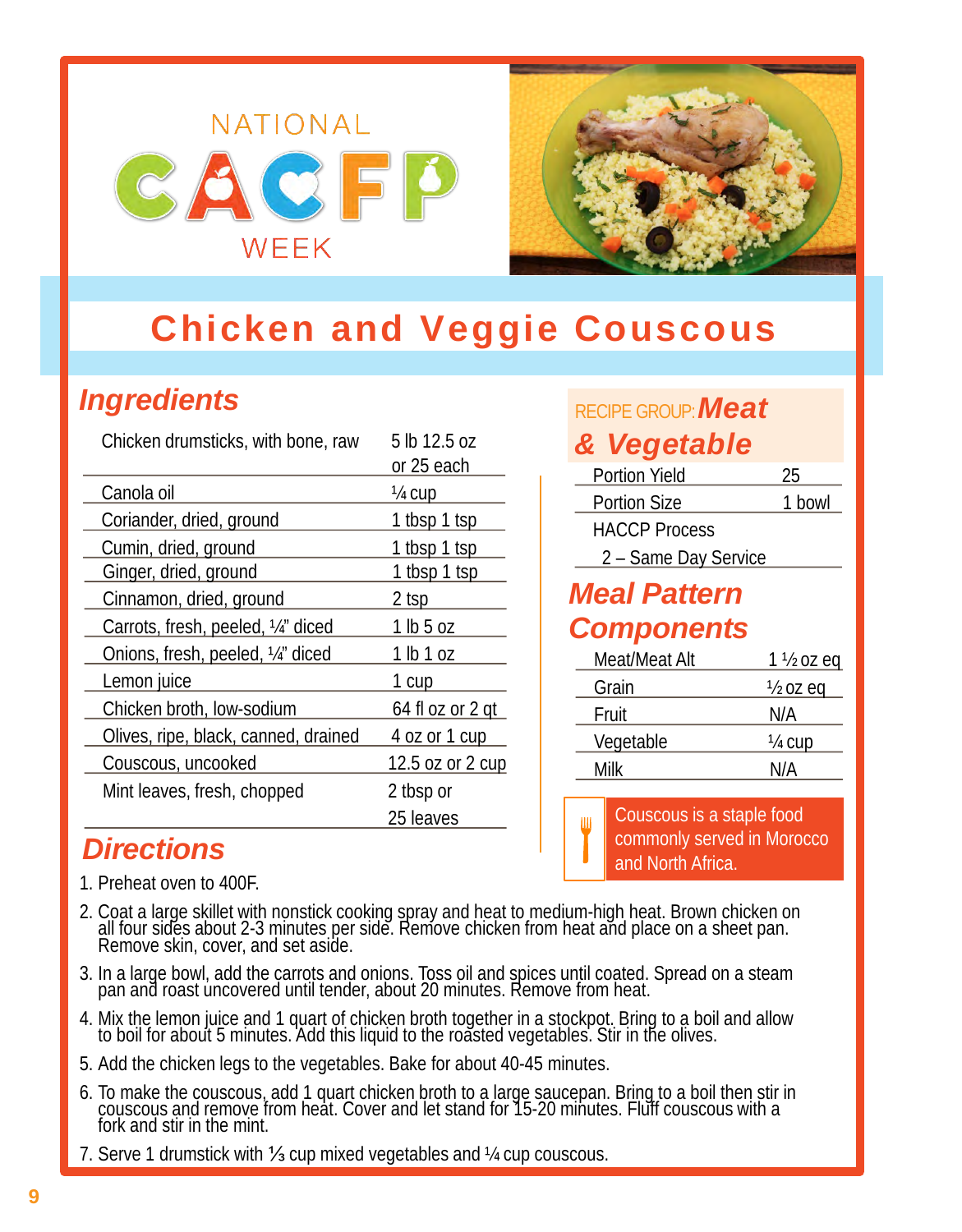NATIONAL CACFP WEEK

# Chicken and Veggie Couscous

## Ingredients

| Ingredient | Amount |
|---|---|
| Chicken drumsticks, with bone, raw | 5 lb 12.5 oz or 25 each |
| Canola oil | ¼ cup |
| Coriander, dried, ground | 1 tbsp 1 tsp |
| Cumin, dried, ground | 1 tbsp 1 tsp |
| Ginger, dried, ground | 1 tbsp 1 tsp |
| Cinnamon, dried, ground | 2 tsp |
| Carrots, fresh, peeled, ¼" diced | 1 lb 5 oz |
| Onions, fresh, peeled, ¼" diced | 1 lb 1 oz |
| Lemon juice | 1 cup |
| Chicken broth, low-sodium | 64 fl oz or 2 qt |
| Olives, ripe, black, canned, drained | 4 oz or 1 cup |
| Couscous, uncooked | 12.5 oz or 2 cup |
| Mint leaves, fresh, chopped | 2 tbsp or 25 leaves |

RECIPE GROUP: **Meat & Vegetable**

| | |
|---|---|
| Portion Yield | 25 |
| Portion Size | 1 bowl |
| HACCP Process 2 – Same Day Service | |

## Meal Pattern Components

| Component | Amount |
|---|---|
| Meat/Meat Alt | 1 ½ oz eq |
| Grain | ½ oz eq |
| Fruit | N/A |
| Vegetable | ¼ cup |
| Milk | N/A |

Couscous is a staple food commonly served in Morocco and North Africa.

## Directions

1. Preheat oven to 400F.
2. Coat a large skillet with nonstick cooking spray and heat to medium-high heat. Brown chicken on all four sides about 2-3 minutes per side. Remove chicken from heat and place on a sheet pan. Remove skin, cover, and set aside.
3. In a large bowl, add the carrots and onions. Toss oil and spices until coated. Spread on a steam pan and roast uncovered until tender, about 20 minutes. Remove from heat.
4. Mix the lemon juice and 1 quart of chicken broth together in a stockpot. Bring to a boil and allow to boil for about 5 minutes. Add this liquid to the roasted vegetables. Stir in the olives.
5. Add the chicken legs to the vegetables. Bake for about 40-45 minutes.
6. To make the couscous, add 1 quart chicken broth to a large saucepan. Bring to a boil then stir in couscous and remove from heat. Cover and let stand for 15-20 minutes. Fluff couscous with a fork and stir in the mint.
7. Serve 1 drumstick with ⅓ cup mixed vegetables and ¼ cup couscous.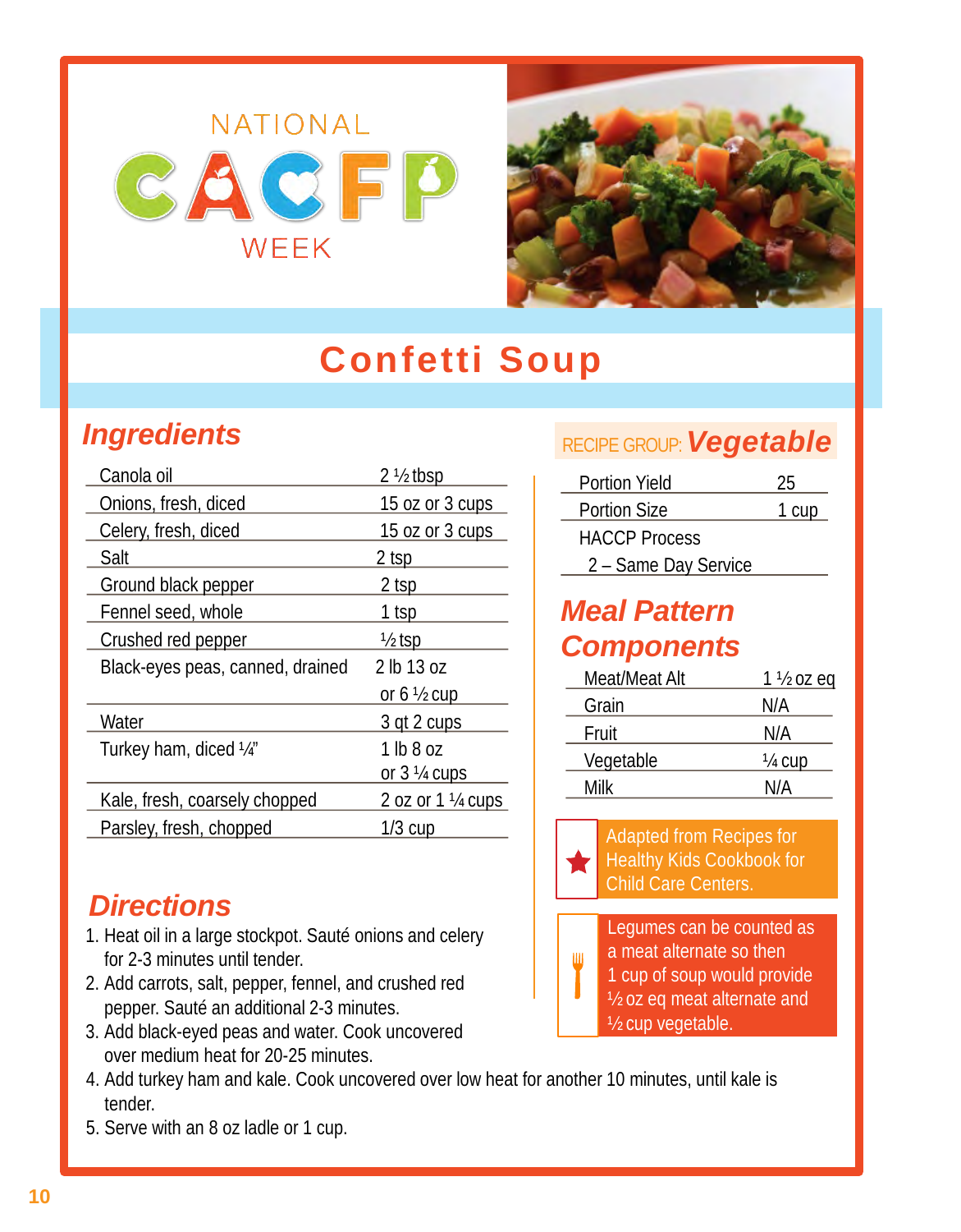NATIONAL CACFP WEEK

# Confetti Soup

## Ingredients

| Ingredient | Amount |
|---|---|
| Canola oil | 2 ½ tbsp |
| Onions, fresh, diced | 15 oz or 3 cups |
| Celery, fresh, diced | 15 oz or 3 cups |
| Salt | 2 tsp |
| Ground black pepper | 2 tsp |
| Fennel seed, whole | 1 tsp |
| Crushed red pepper | ½ tsp |
| Black-eyes peas, canned, drained | 2 lb 13 oz or 6 ½ cup |
| Water | 3 qt 2 cups |
| Turkey ham, diced ¼" | 1 lb 8 oz or 3 ¼ cups |
| Kale, fresh, coarsely chopped | 2 oz or 1 ¼ cups |
| Parsley, fresh, chopped | 1/3 cup |

## Directions

1. Heat oil in a large stockpot. Sauté onions and celery for 2-3 minutes until tender.
2. Add carrots, salt, pepper, fennel, and crushed red pepper. Sauté an additional 2-3 minutes.
3. Add black-eyed peas and water. Cook uncovered over medium heat for 20-25 minutes.
4. Add turkey ham and kale. Cook uncovered over low heat for another 10 minutes, until kale is tender.
5. Serve with an 8 oz ladle or 1 cup.

RECIPE GROUP: ***Vegetable***

| | |
|---|---|
| Portion Yield | 25 |
| Portion Size | 1 cup |
| HACCP Process | |
| 2 – Same Day Service | |

## Meal Pattern Components

| Component | Amount |
|---|---|
| Meat/Meat Alt | 1 ½ oz eq |
| Grain | N/A |
| Fruit | N/A |
| Vegetable | ¼ cup |
| Milk | N/A |

Adapted from Recipes for Healthy Kids Cookbook for Child Care Centers.

Legumes can be counted as a meat alternate so then 1 cup of soup would provide ½ oz eq meat alternate and ½ cup vegetable.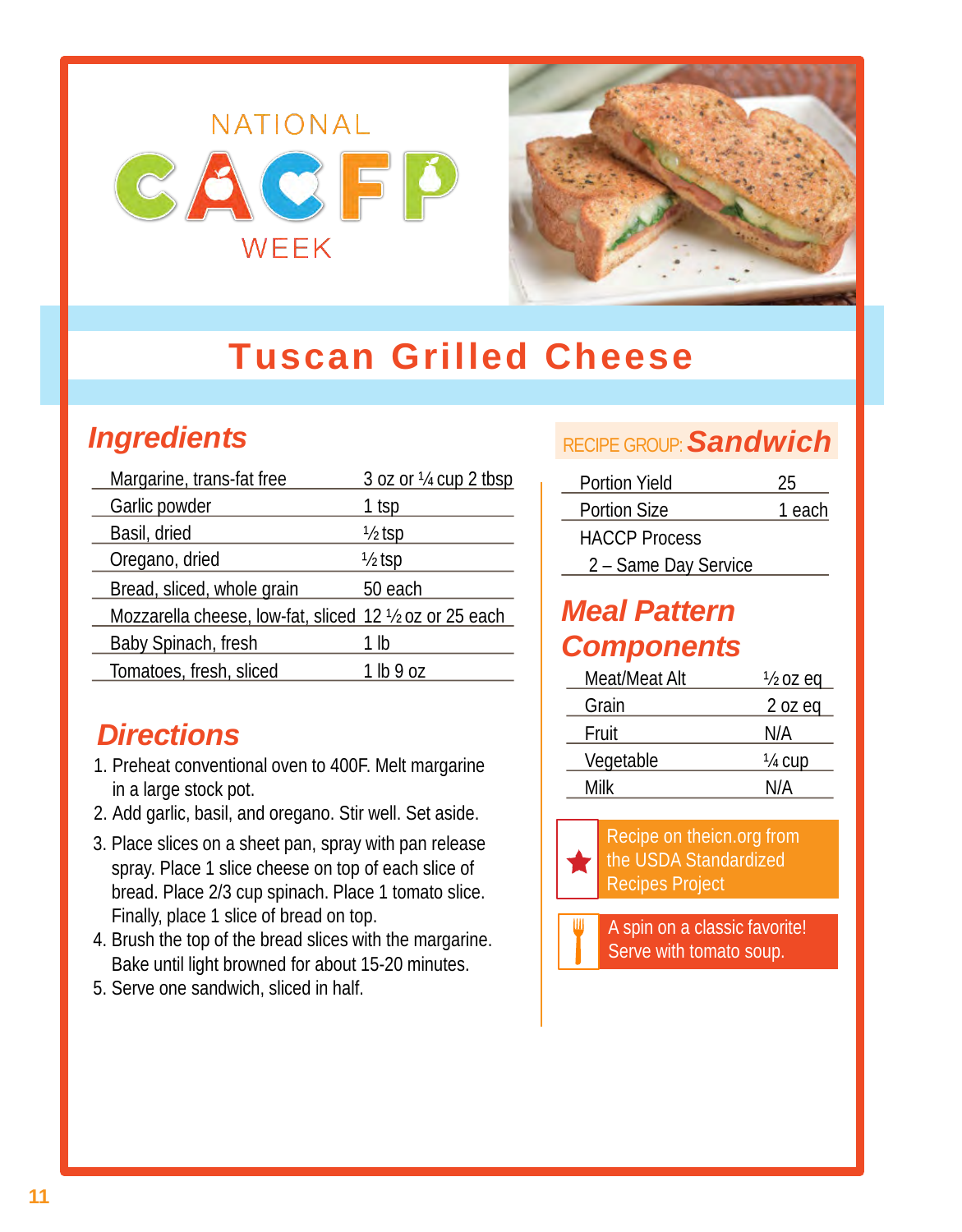NATIONAL CACFP WEEK

# Tuscan Grilled Cheese

## Ingredients

| | |
|---|---|
| Margarine, trans-fat free | 3 oz or ¼ cup 2 tbsp |
| Garlic powder | 1 tsp |
| Basil, dried | ½ tsp |
| Oregano, dried | ½ tsp |
| Bread, sliced, whole grain | 50 each |
| Mozzarella cheese, low-fat, sliced | 12 ½ oz or 25 each |
| Baby Spinach, fresh | 1 lb |
| Tomatoes, fresh, sliced | 1 lb 9 oz |

## Directions

1. Preheat conventional oven to 400F. Melt margarine in a large stock pot.
2. Add garlic, basil, and oregano. Stir well. Set aside.
3. Place slices on a sheet pan, spray with pan release spray. Place 1 slice cheese on top of each slice of bread. Place 2/3 cup spinach. Place 1 tomato slice. Finally, place 1 slice of bread on top.
4. Brush the top of the bread slices with the margarine. Bake until light browned for about 15-20 minutes.
5. Serve one sandwich, sliced in half.

RECIPE GROUP: ***Sandwich***

| | |
|---|---|
| Portion Yield | 25 |
| Portion Size | 1 each |
| HACCP Process | |
| 2 – Same Day Service | |

## Meal Pattern Components

| | |
|---|---|
| Meat/Meat Alt | ½ oz eq |
| Grain | 2 oz eq |
| Fruit | N/A |
| Vegetable | ¼ cup |
| Milk | N/A |

Recipe on theicn.org from the USDA Standardized Recipes Project

A spin on a classic favorite! Serve with tomato soup.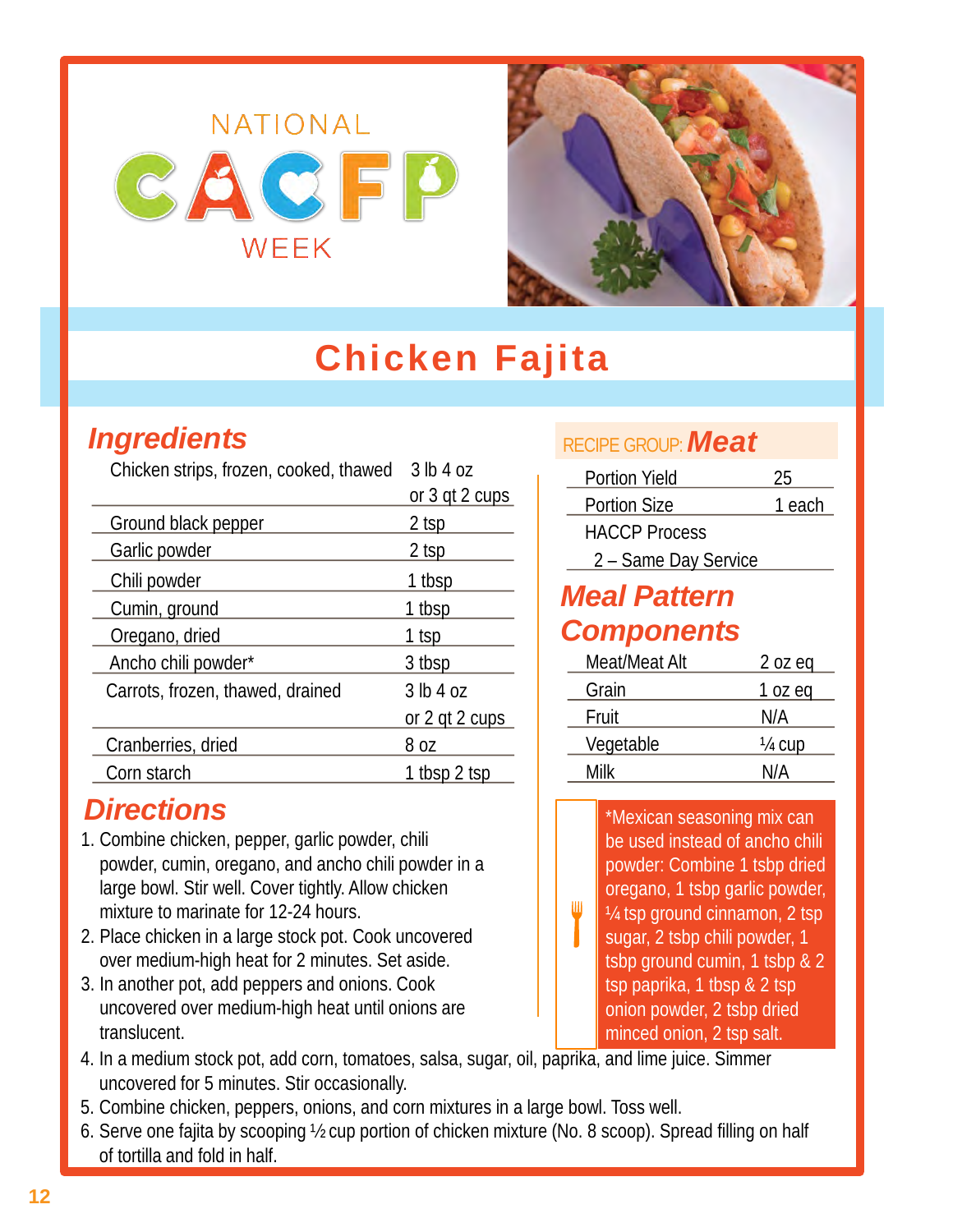NATIONAL CACFP WEEK

# Chicken Fajita

## Ingredients

| Ingredient | Amount |
|---|---|
| Chicken strips, frozen, cooked, thawed | 3 lb 4 oz or 3 qt 2 cups |
| Ground black pepper | 2 tsp |
| Garlic powder | 2 tsp |
| Chili powder | 1 tbsp |
| Cumin, ground | 1 tbsp |
| Oregano, dried | 1 tsp |
| Ancho chili powder* | 3 tbsp |
| Carrots, frozen, thawed, drained | 3 lb 4 oz or 2 qt 2 cups |
| Cranberries, dried | 8 oz |
| Corn starch | 1 tbsp 2 tsp |

## Directions

1. Combine chicken, pepper, garlic powder, chili powder, cumin, oregano, and ancho chili powder in a large bowl. Stir well. Cover tightly. Allow chicken mixture to marinate for 12-24 hours.
2. Place chicken in a large stock pot. Cook uncovered over medium-high heat for 2 minutes. Set aside.
3. In another pot, add peppers and onions. Cook uncovered over medium-high heat until onions are translucent.
4. In a medium stock pot, add corn, tomatoes, salsa, sugar, oil, paprika, and lime juice. Simmer uncovered for 5 minutes. Stir occasionally.
5. Combine chicken, peppers, onions, and corn mixtures in a large bowl. Toss well.
6. Serve one fajita by scooping ½ cup portion of chicken mixture (No. 8 scoop). Spread filling on half of tortilla and fold in half.

RECIPE GROUP: **Meat**

| | |
|---|---|
| Portion Yield | 25 |
| Portion Size | 1 each |
| HACCP Process | |
| 2 – Same Day Service | |

## Meal Pattern Components

| Component | Amount |
|---|---|
| Meat/Meat Alt | 2 oz eq |
| Grain | 1 oz eq |
| Fruit | N/A |
| Vegetable | ¼ cup |
| Milk | N/A |

*Mexican seasoning mix can be used instead of ancho chili powder: Combine 1 tbsp dried oregano, 1 tbsp garlic powder, ¼ tsp ground cinnamon, 2 tsp sugar, 2 tbsp chili powder, 1 tbsp ground cumin, 1 tbsp & 2 tsp paprika, 1 tbsp & 2 tsp onion powder, 2 tbsp dried minced onion, 2 tsp salt.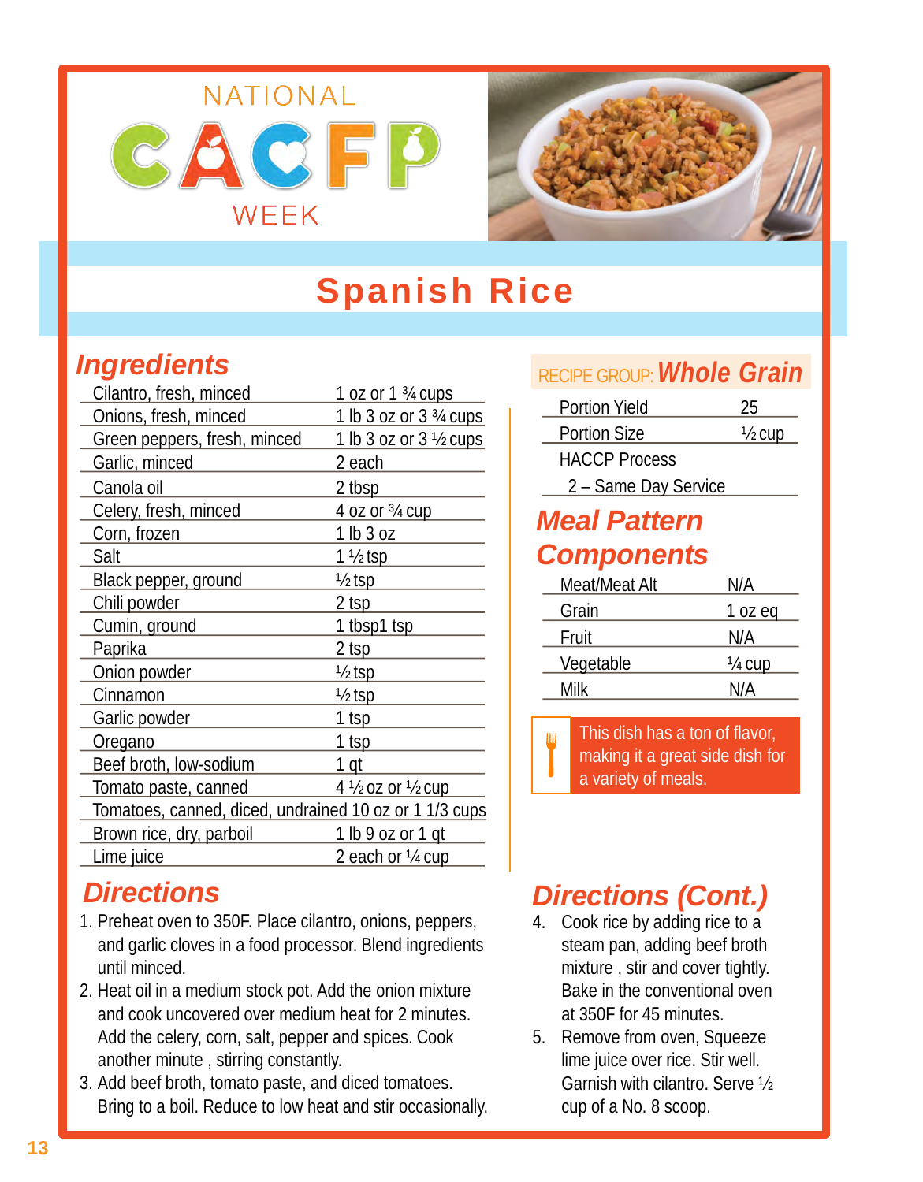NATIONAL CACFP WEEK

# Spanish Rice

## Ingredients

| | |
|---|---|
| Cilantro, fresh, minced | 1 oz or 1 ¾ cups |
| Onions, fresh, minced | 1 lb 3 oz or 3 ¾ cups |
| Green peppers, fresh, minced | 1 lb 3 oz or 3 ½ cups |
| Garlic, minced | 2 each |
| Canola oil | 2 tbsp |
| Celery, fresh, minced | 4 oz or ¾ cup |
| Corn, frozen | 1 lb 3 oz |
| Salt | 1 ½ tsp |
| Black pepper, ground | ½ tsp |
| Chili powder | 2 tsp |
| Cumin, ground | 1 tbsp1 tsp |
| Paprika | 2 tsp |
| Onion powder | ½ tsp |
| Cinnamon | ½ tsp |
| Garlic powder | 1 tsp |
| Oregano | 1 tsp |
| Beef broth, low-sodium | 1 qt |
| Tomato paste, canned | 4 ½ oz or ½ cup |
| Tomatoes, canned, diced, undrained | 10 oz or 1 1/3 cups |
| Brown rice, dry, parboil | 1 lb 9 oz or 1 qt |
| Lime juice | 2 each or ¼ cup |

RECIPE GROUP: ***Whole Grain***

| | |
|---|---|
| Portion Yield | 25 |
| Portion Size | ½ cup |
| HACCP Process | |
| 2 – Same Day Service | |

## Meal Pattern Components

| | |
|---|---|
| Meat/Meat Alt | N/A |
| Grain | 1 oz eq |
| Fruit | N/A |
| Vegetable | ¼ cup |
| Milk | N/A |

This dish has a ton of flavor, making it a great side dish for a variety of meals.

## Directions

1. Preheat oven to 350F. Place cilantro, onions, peppers, and garlic cloves in a food processor. Blend ingredients until minced.
2. Heat oil in a medium stock pot. Add the onion mixture and cook uncovered over medium heat for 2 minutes. Add the celery, corn, salt, pepper and spices. Cook another minute , stirring constantly.
3. Add beef broth, tomato paste, and diced tomatoes. Bring to a boil. Reduce to low heat and stir occasionally.

## Directions (Cont.)

4. Cook rice by adding rice to a steam pan, adding beef broth mixture , stir and cover tightly. Bake in the conventional oven at 350F for 45 minutes.
5. Remove from oven, Squeeze lime juice over rice. Stir well. Garnish with cilantro. Serve ½ cup of a No. 8 scoop.